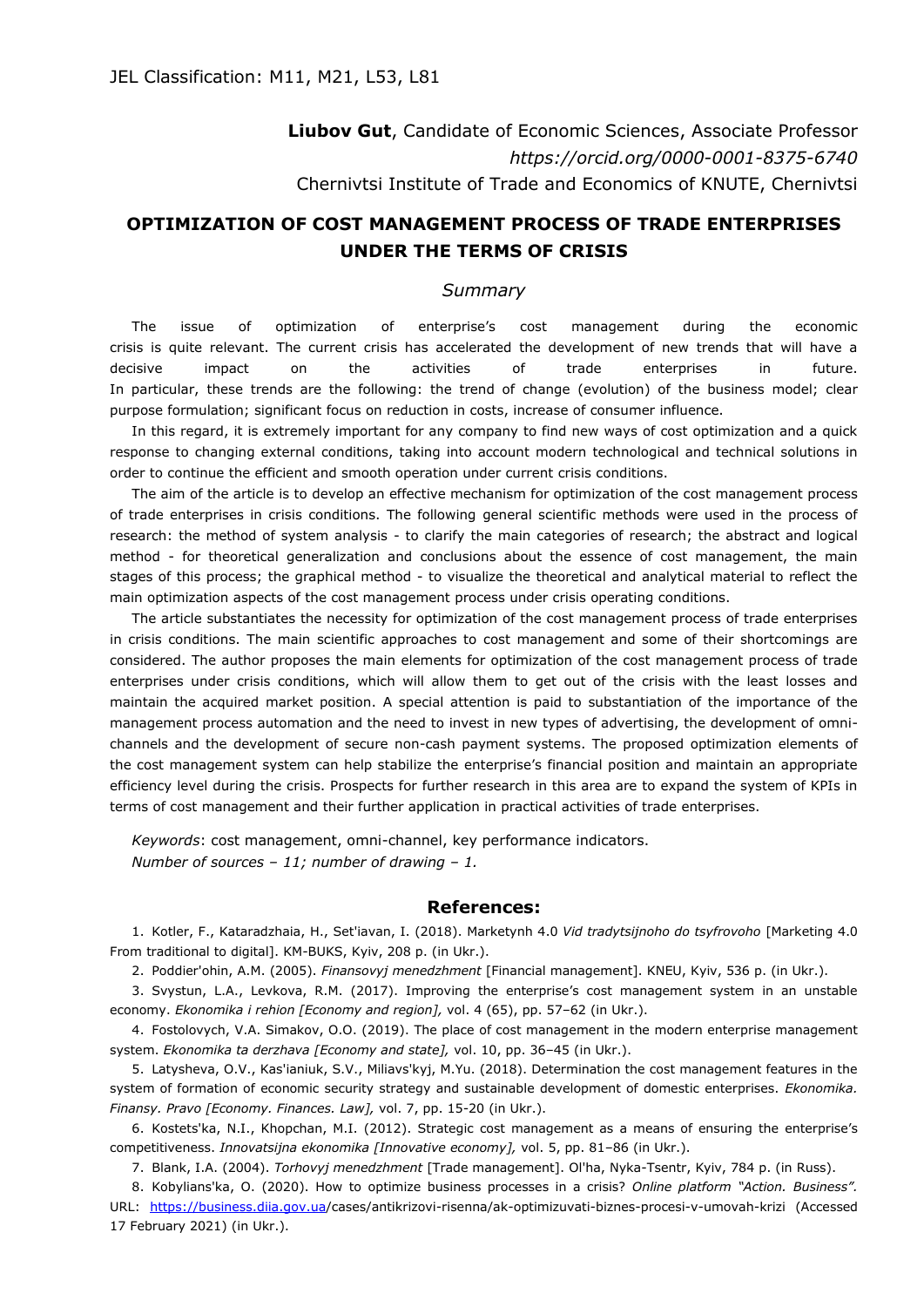JEL Classification: M11, M21, L53, L81

**Liubov Gut**, Candidate of Economic Sciences, Associate Professor
*https://orcid.org/0000-0001-8375-6740*
Chernivtsi Institute of Trade and Economics of KNUTE, Chernivtsi

# OPTIMIZATION OF COST MANAGEMENT PROCESS OF TRADE ENTERPRISES UNDER THE TERMS OF CRISIS

## *Summary*

The issue of optimization of enterprise's cost management during the economic crisis is quite relevant. The current crisis has accelerated the development of new trends that will have a decisive impact on the activities of trade enterprises in future. In particular, these trends are the following: the trend of change (evolution) of the business model; clear purpose formulation; significant focus on reduction in costs, increase of consumer influence.

In this regard, it is extremely important for any company to find new ways of cost optimization and a quick response to changing external conditions, taking into account modern technological and technical solutions in order to continue the efficient and smooth operation under current crisis conditions.

The aim of the article is to develop an effective mechanism for optimization of the cost management process of trade enterprises in crisis conditions. The following general scientific methods were used in the process of research: the method of system analysis - to clarify the main categories of research; the abstract and logical method - for theoretical generalization and conclusions about the essence of cost management, the main stages of this process; the graphical method - to visualize the theoretical and analytical material to reflect the main optimization aspects of the cost management process under crisis operating conditions.

The article substantiates the necessity for optimization of the cost management process of trade enterprises in crisis conditions. The main scientific approaches to cost management and some of their shortcomings are considered. The author proposes the main elements for optimization of the cost management process of trade enterprises under crisis conditions, which will allow them to get out of the crisis with the least losses and maintain the acquired market position. A special attention is paid to substantiation of the importance of the management process automation and the need to invest in new types of advertising, the development of omni-channels and the development of secure non-cash payment systems. The proposed optimization elements of the cost management system can help stabilize the enterprise's financial position and maintain an appropriate efficiency level during the crisis. Prospects for further research in this area are to expand the system of KPIs in terms of cost management and their further application in practical activities of trade enterprises.

*Keywords*: cost management, omni-channel, key performance indicators.
*Number of sources – 11; number of drawing – 1.*

## References:

1. Kotler, F., Kataradzhaia, H., Set'iavan, I. (2018). Marketynh 4.0 *Vid tradytsijnoho do tsyfrovoho* [Marketing 4.0 From traditional to digital]. KM-BUKS, Kyiv, 208 p. (in Ukr.).
2. Poddier'ohin, A.M. (2005). *Finansovyj menedzhment* [Financial management]. KNEU, Kyiv, 536 p. (in Ukr.).
3. Svystun, L.A., Levkova, R.M. (2017). Improving the enterprise's cost management system in an unstable economy. *Ekonomika i rehion [Economy and region],* vol. 4 (65), pp. 57–62 (in Ukr.).
4. Fostolovych, V.A. Simakov, O.O. (2019). The place of cost management in the modern enterprise management system. *Ekonomika ta derzhava [Economy and state],* vol. 10, pp. 36–45 (in Ukr.).
5. Latysheva, O.V., Kas'ianiuk, S.V., Miliavs'kyj, M.Yu. (2018). Determination the cost management features in the system of formation of economic security strategy and sustainable development of domestic enterprises. *Ekonomika. Finansy. Pravo [Economy. Finances. Law],* vol. 7, pp. 15-20 (in Ukr.).
6. Kostets'ka, N.I., Khopchan, M.I. (2012). Strategic cost management as a means of ensuring the enterprise's competitiveness. *Innovatsijna ekonomika [Innovative economy],* vol. 5, pp. 81–86 (in Ukr.).
7. Blank, I.A. (2004). *Torhovyj menedzhment* [Trade management]. Ol'ha, Nyka-Tsentr, Kyiv, 784 p. (in Russ).
8. Kobylians'ka, O. (2020). How to optimize business processes in a crisis? *Online platform "Action. Business".* URL: https://business.diia.gov.ua/cases/antikrizovi-risenna/ak-optimizuvati-biznes-procesi-v-umovah-krizi (Accessed 17 February 2021) (in Ukr.).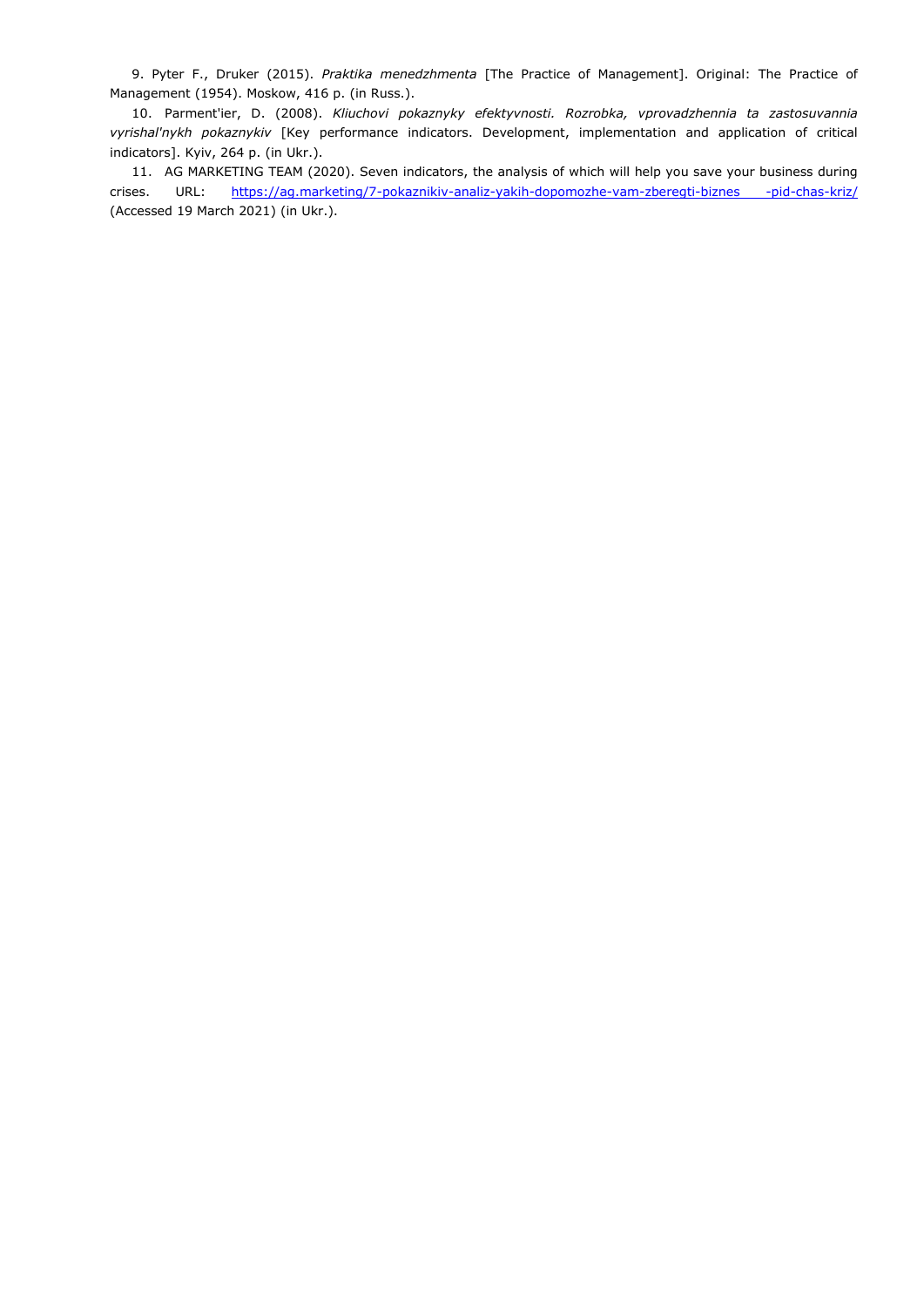9. Pyter F., Druker (2015). *Praktika menedzhmenta* [The Practice of Management]. Original: The Practice of Management (1954). Moskow, 416 p. (in Russ.).

10. Parment'ier, D. (2008). *Kliuchovi pokaznyky efektyvnosti. Rozrobka, vprovadzhennia ta zastosuvannia vyrishal'nykh pokaznykiv* [Key performance indicators. Development, implementation and application of critical indicators]. Kyiv, 264 p. (in Ukr.).

11. AG MARKETING TEAM (2020). Seven indicators, the analysis of which will help you save your business during crises. URL: https://ag.marketing/7-pokaznikiv-analiz-yakih-dopomozhe-vam-zberegti-biznes -pid-chas-kriz/ (Accessed 19 March 2021) (in Ukr.).